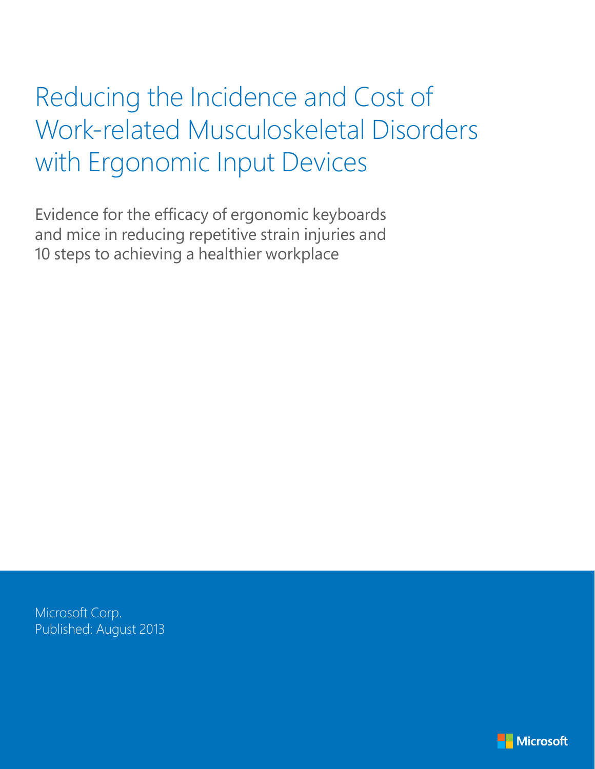# Reducing the Incidence and Cost of Work-related Musculoskeletal Disorders with Ergonomic Input Devices

Evidence for the efficacy of ergonomic keyboards and mice in reducing repetitive strain injuries and 10 steps to achieving a healthier workplace

Microsoft Corp.
Published: August 2013

Microsoft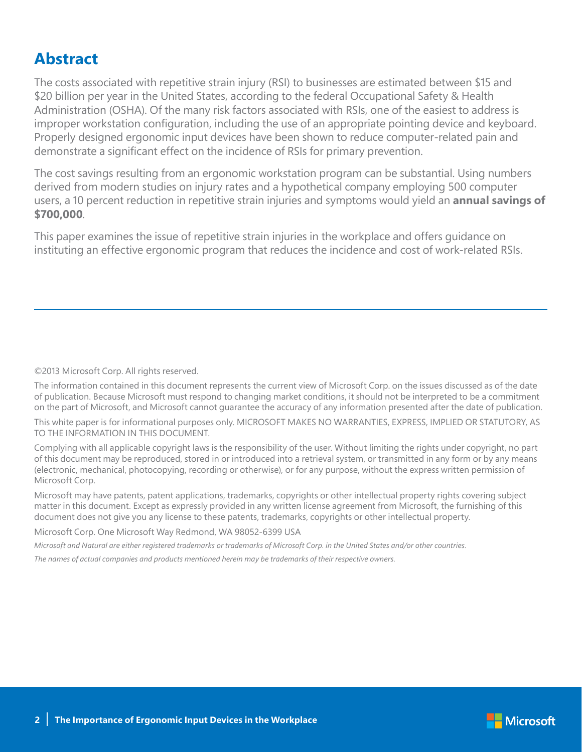## Abstract

The costs associated with repetitive strain injury (RSI) to businesses are estimated between $15 and $20 billion per year in the United States, according to the federal Occupational Safety & Health Administration (OSHA). Of the many risk factors associated with RSIs, one of the easiest to address is improper workstation configuration, including the use of an appropriate pointing device and keyboard. Properly designed ergonomic input devices have been shown to reduce computer-related pain and demonstrate a significant effect on the incidence of RSIs for primary prevention.

The cost savings resulting from an ergonomic workstation program can be substantial. Using numbers derived from modern studies on injury rates and a hypothetical company employing 500 computer users, a 10 percent reduction in repetitive strain injuries and symptoms would yield an **annual savings of $700,000**.

This paper examines the issue of repetitive strain injuries in the workplace and offers guidance on instituting an effective ergonomic program that reduces the incidence and cost of work-related RSIs.

---

©2013 Microsoft Corp. All rights reserved.

The information contained in this document represents the current view of Microsoft Corp. on the issues discussed as of the date of publication. Because Microsoft must respond to changing market conditions, it should not be interpreted to be a commitment on the part of Microsoft, and Microsoft cannot guarantee the accuracy of any information presented after the date of publication.

This white paper is for informational purposes only. MICROSOFT MAKES NO WARRANTIES, EXPRESS, IMPLIED OR STATUTORY, AS TO THE INFORMATION IN THIS DOCUMENT.

Complying with all applicable copyright laws is the responsibility of the user. Without limiting the rights under copyright, no part of this document may be reproduced, stored in or introduced into a retrieval system, or transmitted in any form or by any means (electronic, mechanical, photocopying, recording or otherwise), or for any purpose, without the express written permission of Microsoft Corp.

Microsoft may have patents, patent applications, trademarks, copyrights or other intellectual property rights covering subject matter in this document. Except as expressly provided in any written license agreement from Microsoft, the furnishing of this document does not give you any license to these patents, trademarks, copyrights or other intellectual property.

Microsoft Corp. One Microsoft Way Redmond, WA 98052-6399 USA

*Microsoft and Natural are either registered trademarks or trademarks of Microsoft Corp. in the United States and/or other countries.*

*The names of actual companies and products mentioned herein may be trademarks of their respective owners.*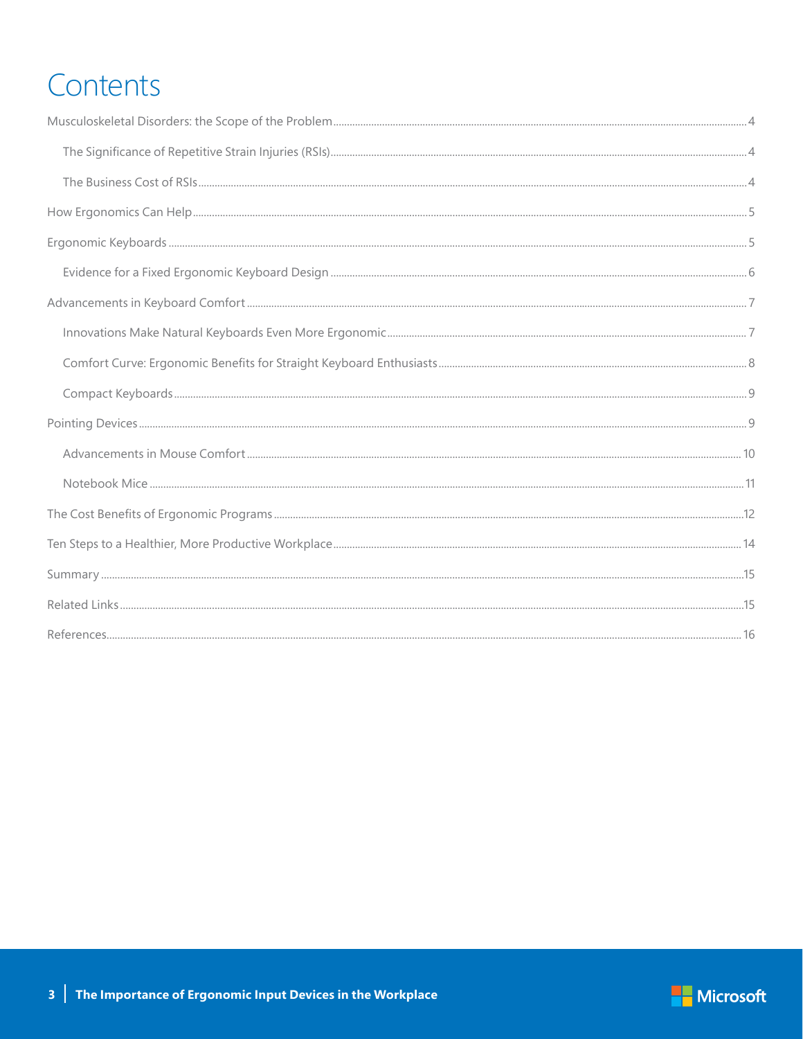# Contents

Musculoskeletal Disorders: the Scope of the Problem....4

- The Significance of Repetitive Strain Injuries (RSIs)....4
- The Business Cost of RSIs....4

How Ergonomics Can Help....5

Ergonomic Keyboards....5

- Evidence for a Fixed Ergonomic Keyboard Design....6

Advancements in Keyboard Comfort....7

- Innovations Make Natural Keyboards Even More Ergonomic....7
- Comfort Curve: Ergonomic Benefits for Straight Keyboard Enthusiasts....8
- Compact Keyboards....9

Pointing Devices....9

- Advancements in Mouse Comfort....10
- Notebook Mice....11

The Cost Benefits of Ergonomic Programs....12

Ten Steps to a Healthier, More Productive Workplace....14

Summary....15

Related Links....15

References....16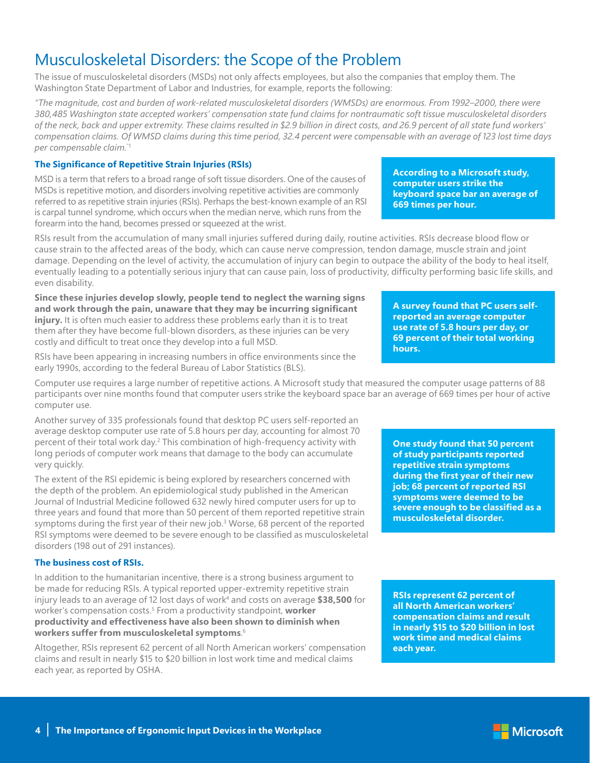# Musculoskeletal Disorders: the Scope of the Problem

The issue of musculoskeletal disorders (MSDs) not only affects employees, but also the companies that employ them. The Washington State Department of Labor and Industries, for example, reports the following:

*"The magnitude, cost and burden of work-related musculoskeletal disorders (WMSDs) are enormous. From 1992–2000, there were 380,485 Washington state accepted workers' compensation state fund claims for nontraumatic soft tissue musculoskeletal disorders of the neck, back and upper extremity. These claims resulted in $2.9 billion in direct costs, and 26.9 percent of all state fund workers' compensation claims. Of WMSD claims during this time period, 32.4 percent were compensable with an average of 123 lost time days per compensable claim."*[1]

### The Significance of Repetitive Strain Injuries (RSIs)

MSD is a term that refers to a broad range of soft tissue disorders. One of the causes of MSDs is repetitive motion, and disorders involving repetitive activities are commonly referred to as repetitive strain injuries (RSIs). Perhaps the best-known example of an RSI is carpal tunnel syndrome, which occurs when the median nerve, which runs from the forearm into the hand, becomes pressed or squeezed at the wrist.

**According to a Microsoft study, computer users strike the keyboard space bar an average of 669 times per hour.**

RSIs result from the accumulation of many small injuries suffered during daily, routine activities. RSIs decrease blood flow or cause strain to the affected areas of the body, which can cause nerve compression, tendon damage, muscle strain and joint damage. Depending on the level of activity, the accumulation of injury can begin to outpace the ability of the body to heal itself, eventually leading to a potentially serious injury that can cause pain, loss of productivity, difficulty performing basic life skills, and even disability.

**Since these injuries develop slowly, people tend to neglect the warning signs and work through the pain, unaware that they may be incurring significant injury.** It is often much easier to address these problems early than it is to treat them after they have become full-blown disorders, as these injuries can be very costly and difficult to treat once they develop into a full MSD.

**A survey found that PC users self-reported an average computer use rate of 5.8 hours per day, or 69 percent of their total working hours.**

RSIs have been appearing in increasing numbers in office environments since the early 1990s, according to the federal Bureau of Labor Statistics (BLS).

Computer use requires a large number of repetitive actions. A Microsoft study that measured the computer usage patterns of 88 participants over nine months found that computer users strike the keyboard space bar an average of 669 times per hour of active computer use.

Another survey of 335 professionals found that desktop PC users self-reported an average desktop computer use rate of 5.8 hours per day, accounting for almost 70 percent of their total work day.[2] This combination of high-frequency activity with long periods of computer work means that damage to the body can accumulate very quickly.

**One study found that 50 percent of study participants reported repetitive strain symptoms during the first year of their new job; 68 percent of reported RSI symptoms were deemed to be severe enough to be classified as a musculoskeletal disorder.**

The extent of the RSI epidemic is being explored by researchers concerned with the depth of the problem. An epidemiological study published in the American Journal of Industrial Medicine followed 632 newly hired computer users for up to three years and found that more than 50 percent of them reported repetitive strain symptoms during the first year of their new job.[3] Worse, 68 percent of the reported RSI symptoms were deemed to be severe enough to be classified as musculoskeletal disorders (198 out of 291 instances).

### The business cost of RSIs.

In addition to the humanitarian incentive, there is a strong business argument to be made for reducing RSIs. A typical reported upper-extremity repetitive strain injury leads to an average of 12 lost days of work[4] and costs on average **$38,500** for worker's compensation costs.[5] From a productivity standpoint, **worker productivity and effectiveness have also been shown to diminish when workers suffer from musculoskeletal symptoms**.[6]

**RSIs represent 62 percent of all North American workers' compensation claims and result in nearly $15 to $20 billion in lost work time and medical claims each year.**

Altogether, RSIs represent 62 percent of all North American workers' compensation claims and result in nearly $15 to $20 billion in lost work time and medical claims each year, as reported by OSHA.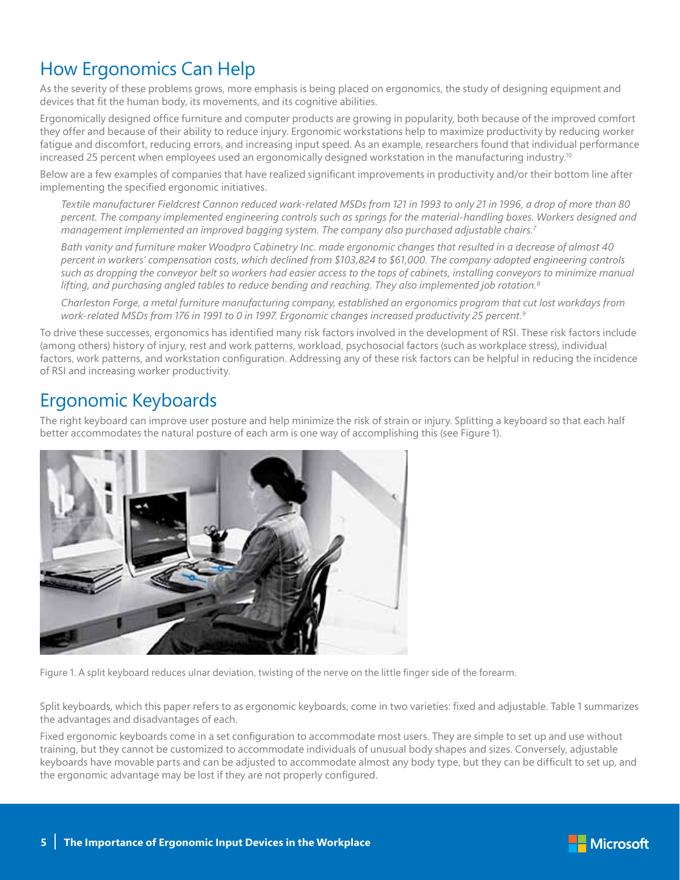## How Ergonomics Can Help

As the severity of these problems grows, more emphasis is being placed on ergonomics, the study of designing equipment and devices that fit the human body, its movements, and its cognitive abilities.

Ergonomically designed office furniture and computer products are growing in popularity, both because of the improved comfort they offer and because of their ability to reduce injury. Ergonomic workstations help to maximize productivity by reducing worker fatigue and discomfort, reducing errors, and increasing input speed. As an example, researchers found that individual performance increased 25 percent when employees used an ergonomically designed workstation in the manufacturing industry.[10]

Below are a few examples of companies that have realized significant improvements in productivity and/or their bottom line after implementing the specified ergonomic initiatives.

> *Textile manufacturer Fieldcrest Cannon reduced work-related MSDs from 121 in 1993 to only 21 in 1996, a drop of more than 80 percent. The company implemented engineering controls such as springs for the material-handling boxes. Workers designed and management implemented an improved bagging system. The company also purchased adjustable chairs.*[7]
>
> *Bath vanity and furniture maker Woodpro Cabinetry Inc. made ergonomic changes that resulted in a decrease of almost 40 percent in workers' compensation costs, which declined from $103,824 to $61,000. The company adopted engineering controls such as dropping the conveyor belt so workers had easier access to the tops of cabinets, installing conveyors to minimize manual lifting, and purchasing angled tables to reduce bending and reaching. They also implemented job rotation.*[8]
>
> *Charleston Forge, a metal furniture manufacturing company, established an ergonomics program that cut lost workdays from work-related MSDs from 176 in 1991 to 0 in 1997. Ergonomic changes increased productivity 25 percent.*[9]

To drive these successes, ergonomics has identified many risk factors involved in the development of RSI. These risk factors include (among others) history of injury, rest and work patterns, workload, psychosocial factors (such as workplace stress), individual factors, work patterns, and workstation configuration. Addressing any of these risk factors can be helpful in reducing the incidence of RSI and increasing worker productivity.

## Ergonomic Keyboards

The right keyboard can improve user posture and help minimize the risk of strain or injury. Splitting a keyboard so that each half better accommodates the natural posture of each arm is one way of accomplishing this (see Figure 1).

Figure 1. A split keyboard reduces ulnar deviation, twisting of the nerve on the little finger side of the forearm.

Split keyboards, which this paper refers to as ergonomic keyboards, come in two varieties: fixed and adjustable. Table 1 summarizes the advantages and disadvantages of each.

Fixed ergonomic keyboards come in a set configuration to accommodate most users. They are simple to set up and use without training, but they cannot be customized to accommodate individuals of unusual body shapes and sizes. Conversely, adjustable keyboards have movable parts and can be adjusted to accommodate almost any body type, but they can be difficult to set up, and the ergonomic advantage may be lost if they are not properly configured.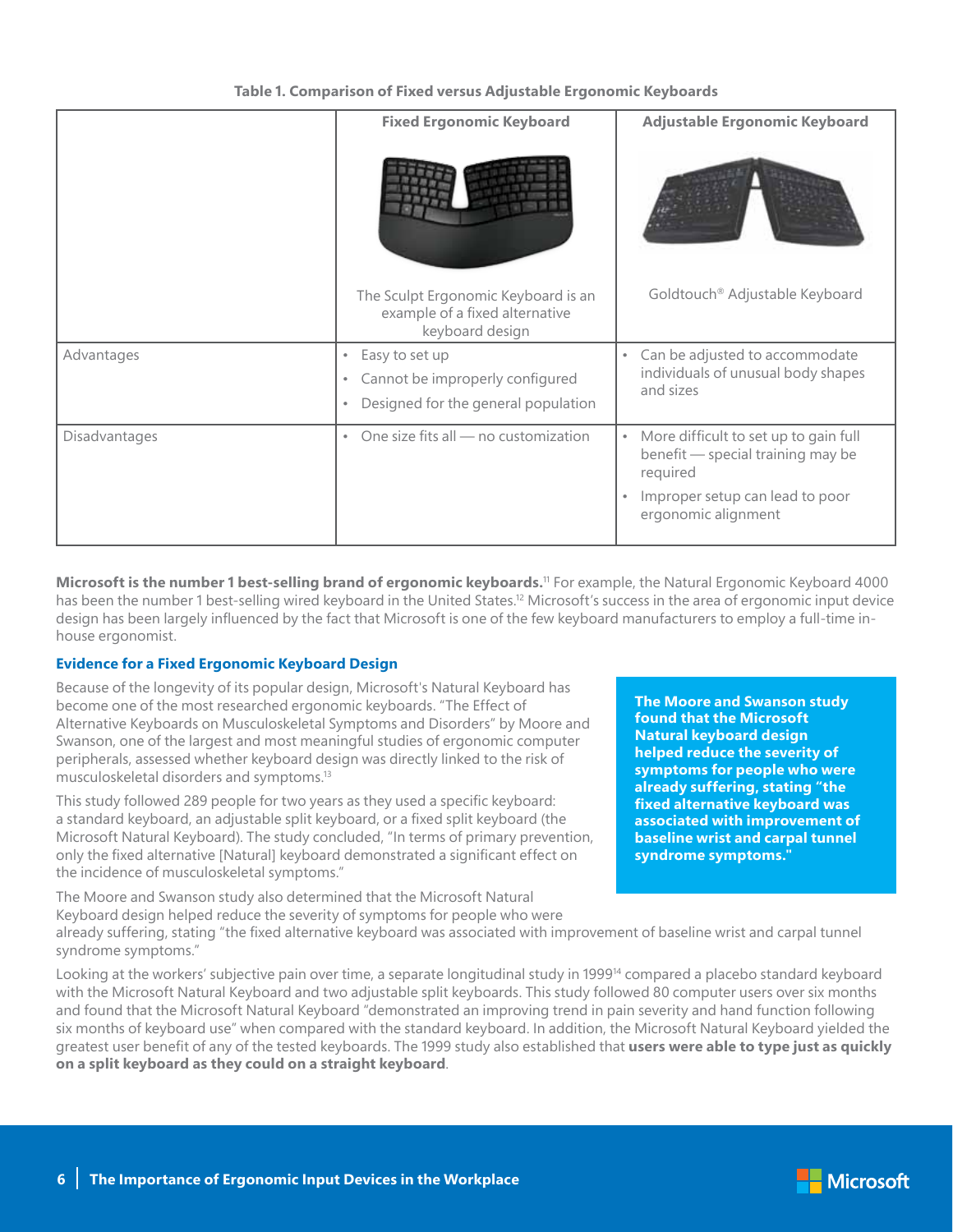**Table 1. Comparison of Fixed versus Adjustable Ergonomic Keyboards**

| | Fixed Ergonomic Keyboard | Adjustable Ergonomic Keyboard |
|---|---|---|
| | The Sculpt Ergonomic Keyboard is an example of a fixed alternative keyboard design | Goldtouch® Adjustable Keyboard |
| Advantages | • Easy to set up<br>• Cannot be improperly configured<br>• Designed for the general population | • Can be adjusted to accommodate individuals of unusual body shapes and sizes |
| Disadvantages | • One size fits all — no customization | • More difficult to set up to gain full benefit — special training may be required<br>• Improper setup can lead to poor ergonomic alignment |

**Microsoft is the number 1 best-selling brand of ergonomic keyboards.**[11] For example, the Natural Ergonomic Keyboard 4000 has been the number 1 best-selling wired keyboard in the United States.[12] Microsoft's success in the area of ergonomic input device design has been largely influenced by the fact that Microsoft is one of the few keyboard manufacturers to employ a full-time in-house ergonomist.

### Evidence for a Fixed Ergonomic Keyboard Design

Because of the longevity of its popular design, Microsoft's Natural Keyboard has become one of the most researched ergonomic keyboards. "The Effect of Alternative Keyboards on Musculoskeletal Symptoms and Disorders" by Moore and Swanson, one of the largest and most meaningful studies of ergonomic computer peripherals, assessed whether keyboard design was directly linked to the risk of musculoskeletal disorders and symptoms.[13]

This study followed 289 people for two years as they used a specific keyboard: a standard keyboard, an adjustable split keyboard, or a fixed split keyboard (the Microsoft Natural Keyboard). The study concluded, "In terms of primary prevention, only the fixed alternative [Natural] keyboard demonstrated a significant effect on the incidence of musculoskeletal symptoms."

**The Moore and Swanson study found that the Microsoft Natural keyboard design helped reduce the severity of symptoms for people who were already suffering, stating "the fixed alternative keyboard was associated with improvement of baseline wrist and carpal tunnel syndrome symptoms."**

The Moore and Swanson study also determined that the Microsoft Natural Keyboard design helped reduce the severity of symptoms for people who were already suffering, stating "the fixed alternative keyboard was associated with improvement of baseline wrist and carpal tunnel syndrome symptoms."

Looking at the workers' subjective pain over time, a separate longitudinal study in 1999[14] compared a placebo standard keyboard with the Microsoft Natural Keyboard and two adjustable split keyboards. This study followed 80 computer users over six months and found that the Microsoft Natural Keyboard "demonstrated an improving trend in pain severity and hand function following six months of keyboard use" when compared with the standard keyboard. In addition, the Microsoft Natural Keyboard yielded the greatest user benefit of any of the tested keyboards. The 1999 study also established that **users were able to type just as quickly on a split keyboard as they could on a straight keyboard**.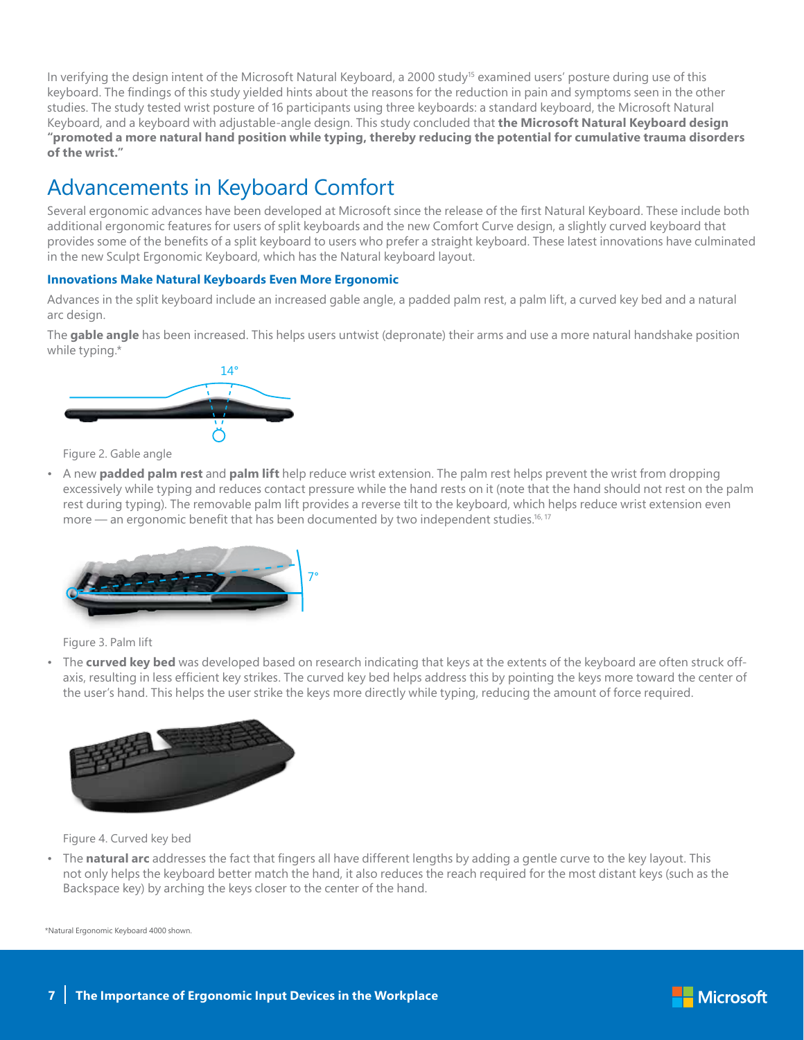In verifying the design intent of the Microsoft Natural Keyboard, a 2000 study[15] examined users' posture during use of this keyboard. The findings of this study yielded hints about the reasons for the reduction in pain and symptoms seen in the other studies. The study tested wrist posture of 16 participants using three keyboards: a standard keyboard, the Microsoft Natural Keyboard, and a keyboard with adjustable-angle design. This study concluded that **the Microsoft Natural Keyboard design "promoted a more natural hand position while typing, thereby reducing the potential for cumulative trauma disorders of the wrist."**

## Advancements in Keyboard Comfort

Several ergonomic advances have been developed at Microsoft since the release of the first Natural Keyboard. These include both additional ergonomic features for users of split keyboards and the new Comfort Curve design, a slightly curved keyboard that provides some of the benefits of a split keyboard to users who prefer a straight keyboard. These latest innovations have culminated in the new Sculpt Ergonomic Keyboard, which has the Natural keyboard layout.

### Innovations Make Natural Keyboards Even More Ergonomic

Advances in the split keyboard include an increased gable angle, a padded palm rest, a palm lift, a curved key bed and a natural arc design.

The **gable angle** has been increased. This helps users untwist (depronate) their arms and use a more natural handshake position while typing.*

14°

Figure 2. Gable angle

- A new **padded palm rest** and **palm lift** help reduce wrist extension. The palm rest helps prevent the wrist from dropping excessively while typing and reduces contact pressure while the hand rests on it (note that the hand should not rest on the palm rest during typing). The removable palm lift provides a reverse tilt to the keyboard, which helps reduce wrist extension even more — an ergonomic benefit that has been documented by two independent studies.[16, 17]

7°

Figure 3. Palm lift

- The **curved key bed** was developed based on research indicating that keys at the extents of the keyboard are often struck off-axis, resulting in less efficient key strikes. The curved key bed helps address this by pointing the keys more toward the center of the user's hand. This helps the user strike the keys more directly while typing, reducing the amount of force required.

Figure 4. Curved key bed

- The **natural arc** addresses the fact that fingers all have different lengths by adding a gentle curve to the key layout. This not only helps the keyboard better match the hand, it also reduces the reach required for the most distant keys (such as the Backspace key) by arching the keys closer to the center of the hand.

*Natural Ergonomic Keyboard 4000 shown.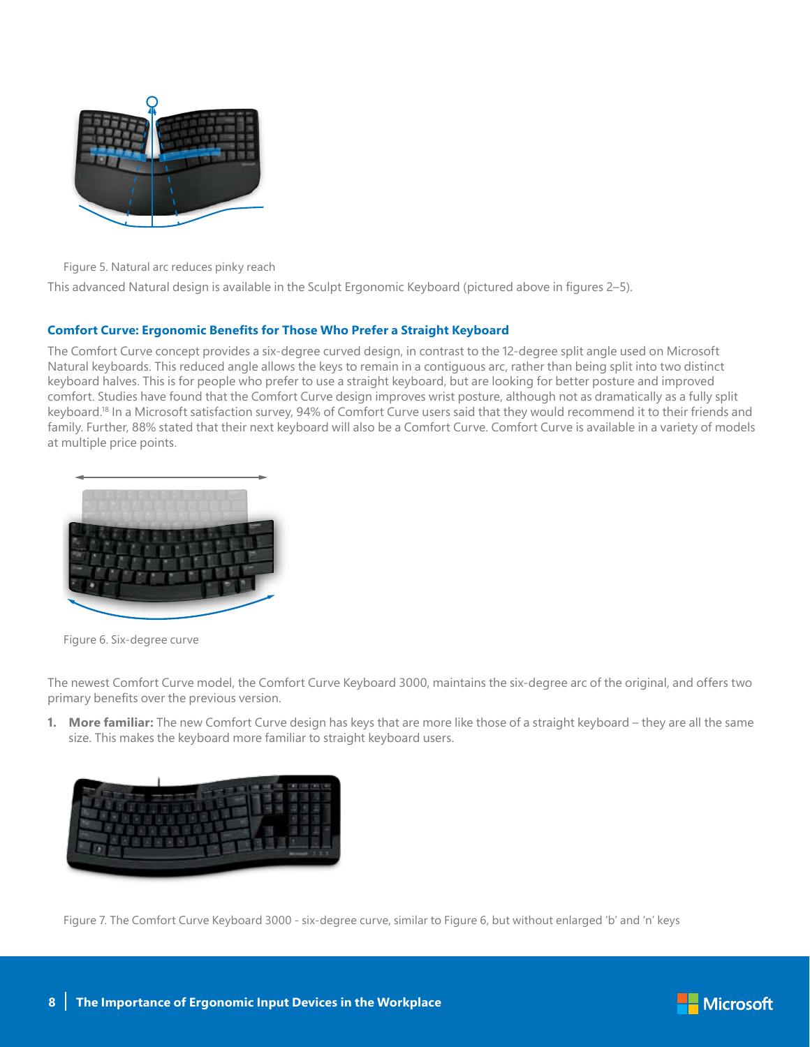Figure 5. Natural arc reduces pinky reach

This advanced Natural design is available in the Sculpt Ergonomic Keyboard (pictured above in figures 2–5).

### Comfort Curve: Ergonomic Benefits for Those Who Prefer a Straight Keyboard

The Comfort Curve concept provides a six-degree curved design, in contrast to the 12-degree split angle used on Microsoft Natural keyboards. This reduced angle allows the keys to remain in a contiguous arc, rather than being split into two distinct keyboard halves. This is for people who prefer to use a straight keyboard, but are looking for better posture and improved comfort. Studies have found that the Comfort Curve design improves wrist posture, although not as dramatically as a fully split keyboard.[18] In a Microsoft satisfaction survey, 94% of Comfort Curve users said that they would recommend it to their friends and family. Further, 88% stated that their next keyboard will also be a Comfort Curve. Comfort Curve is available in a variety of models at multiple price points.

Figure 6. Six-degree curve

The newest Comfort Curve model, the Comfort Curve Keyboard 3000, maintains the six-degree arc of the original, and offers two primary benefits over the previous version.

1. **More familiar:** The new Comfort Curve design has keys that are more like those of a straight keyboard – they are all the same size. This makes the keyboard more familiar to straight keyboard users.

Figure 7. The Comfort Curve Keyboard 3000 - six-degree curve, similar to Figure 6, but without enlarged 'b' and 'n' keys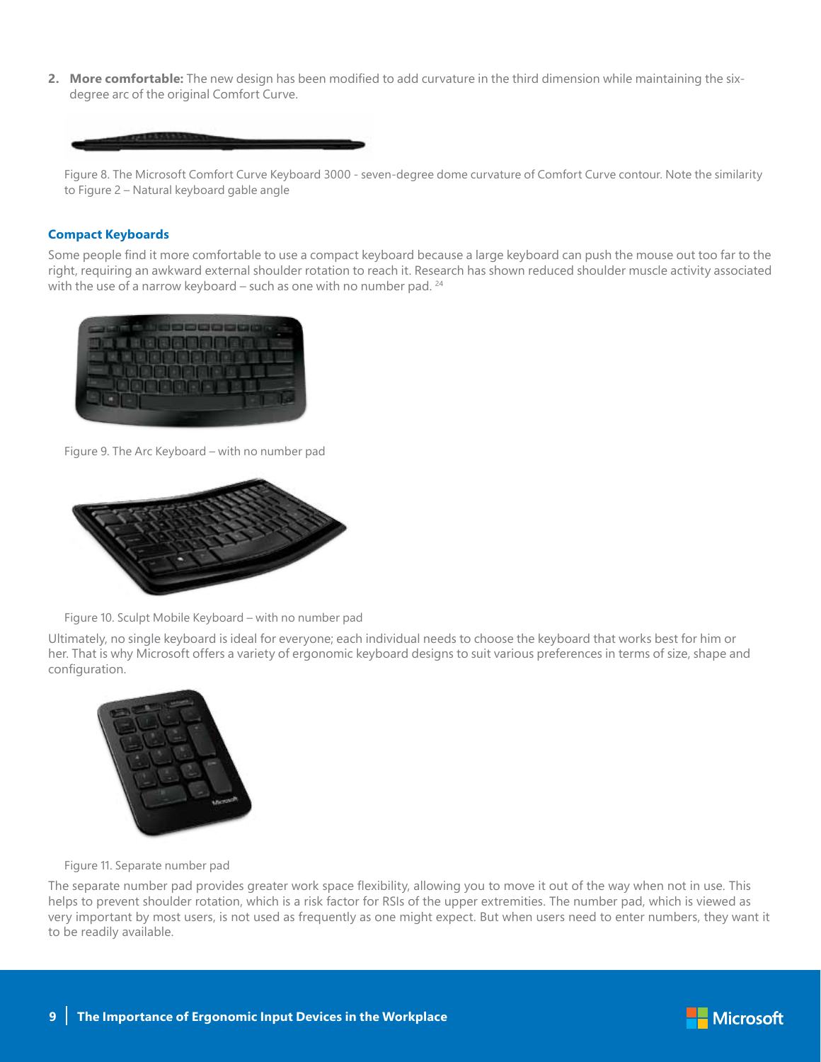2. **More comfortable:** The new design has been modified to add curvature in the third dimension while maintaining the six-degree arc of the original Comfort Curve.

Figure 8. The Microsoft Comfort Curve Keyboard 3000 - seven-degree dome curvature of Comfort Curve contour. Note the similarity to Figure 2 – Natural keyboard gable angle

### Compact Keyboards

Some people find it more comfortable to use a compact keyboard because a large keyboard can push the mouse out too far to the right, requiring an awkward external shoulder rotation to reach it. Research has shown reduced shoulder muscle activity associated with the use of a narrow keyboard – such as one with no number pad. [24]

Figure 9. The Arc Keyboard – with no number pad

Figure 10. Sculpt Mobile Keyboard – with no number pad

Ultimately, no single keyboard is ideal for everyone; each individual needs to choose the keyboard that works best for him or her. That is why Microsoft offers a variety of ergonomic keyboard designs to suit various preferences in terms of size, shape and configuration.

Figure 11. Separate number pad

The separate number pad provides greater work space flexibility, allowing you to move it out of the way when not in use. This helps to prevent shoulder rotation, which is a risk factor for RSIs of the upper extremities. The number pad, which is viewed as very important by most users, is not used as frequently as one might expect. But when users need to enter numbers, they want it to be readily available.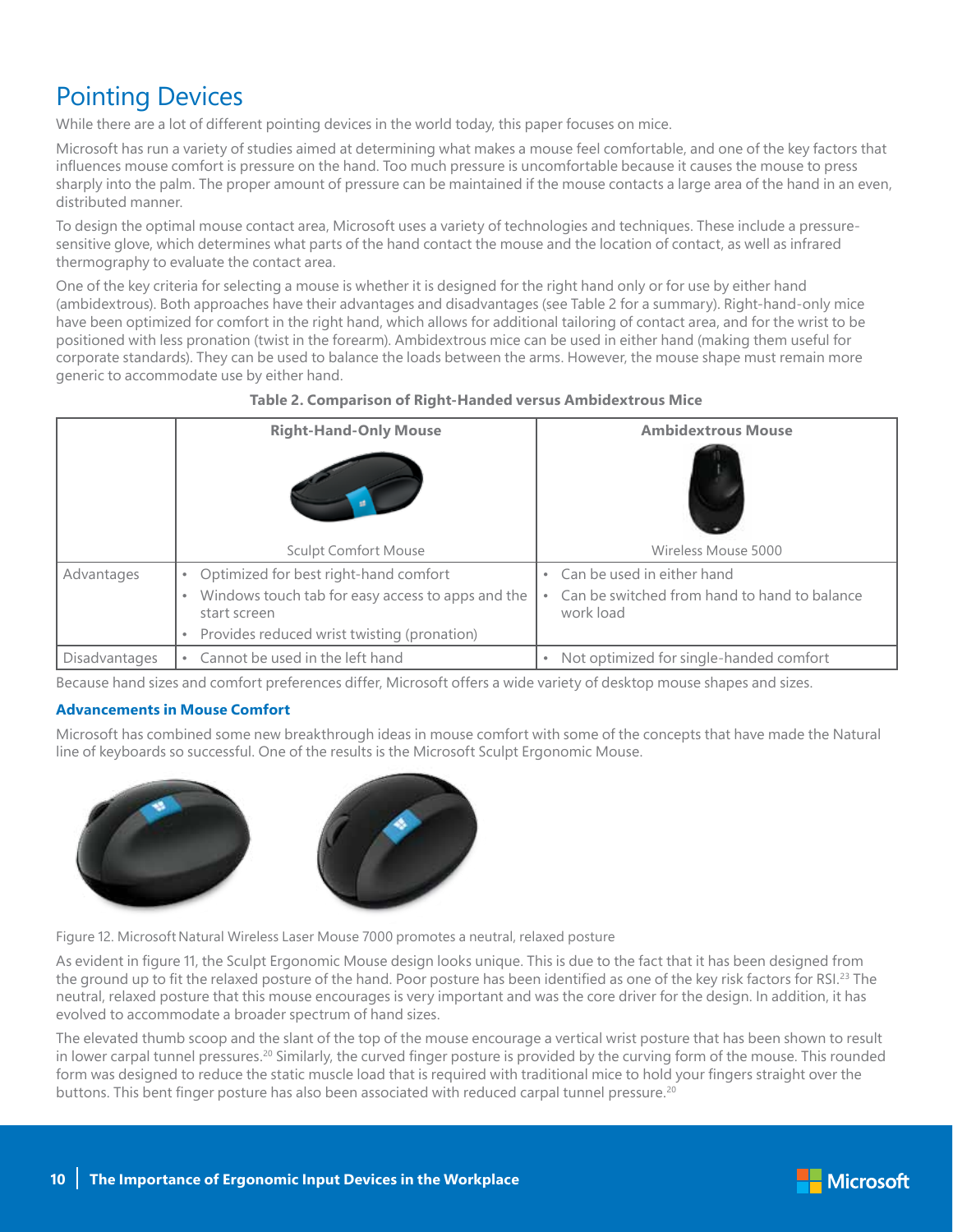# Pointing Devices

While there are a lot of different pointing devices in the world today, this paper focuses on mice.

Microsoft has run a variety of studies aimed at determining what makes a mouse feel comfortable, and one of the key factors that influences mouse comfort is pressure on the hand. Too much pressure is uncomfortable because it causes the mouse to press sharply into the palm. The proper amount of pressure can be maintained if the mouse contacts a large area of the hand in an even, distributed manner.

To design the optimal mouse contact area, Microsoft uses a variety of technologies and techniques. These include a pressure-sensitive glove, which determines what parts of the hand contact the mouse and the location of contact, as well as infrared thermography to evaluate the contact area.

One of the key criteria for selecting a mouse is whether it is designed for the right hand only or for use by either hand (ambidextrous). Both approaches have their advantages and disadvantages (see Table 2 for a summary). Right-hand-only mice have been optimized for comfort in the right hand, which allows for additional tailoring of contact area, and for the wrist to be positioned with less pronation (twist in the forearm). Ambidextrous mice can be used in either hand (making them useful for corporate standards). They can be used to balance the loads between the arms. However, the mouse shape must remain more generic to accommodate use by either hand.

**Table 2. Comparison of Right-Handed versus Ambidextrous Mice**

| | **Right-Hand-Only Mouse**<br>Sculpt Comfort Mouse | **Ambidextrous Mouse**<br>Wireless Mouse 5000 |
|---|---|---|
| Advantages | • Optimized for best right-hand comfort<br>• Windows touch tab for easy access to apps and the start screen<br>• Provides reduced wrist twisting (pronation) | • Can be used in either hand<br>• Can be switched from hand to hand to balance work load |
| Disadvantages | • Cannot be used in the left hand | • Not optimized for single-handed comfort |

Because hand sizes and comfort preferences differ, Microsoft offers a wide variety of desktop mouse shapes and sizes.

### Advancements in Mouse Comfort

Microsoft has combined some new breakthrough ideas in mouse comfort with some of the concepts that have made the Natural line of keyboards so successful. One of the results is the Microsoft Sculpt Ergonomic Mouse.

Figure 12. Microsoft Natural Wireless Laser Mouse 7000 promotes a neutral, relaxed posture

As evident in figure 11, the Sculpt Ergonomic Mouse design looks unique. This is due to the fact that it has been designed from the ground up to fit the relaxed posture of the hand. Poor posture has been identified as one of the key risk factors for RSI.[23] The neutral, relaxed posture that this mouse encourages is very important and was the core driver for the design. In addition, it has evolved to accommodate a broader spectrum of hand sizes.

The elevated thumb scoop and the slant of the top of the mouse encourage a vertical wrist posture that has been shown to result in lower carpal tunnel pressures.[20] Similarly, the curved finger posture is provided by the curving form of the mouse. This rounded form was designed to reduce the static muscle load that is required with traditional mice to hold your fingers straight over the buttons. This bent finger posture has also been associated with reduced carpal tunnel pressure.[20]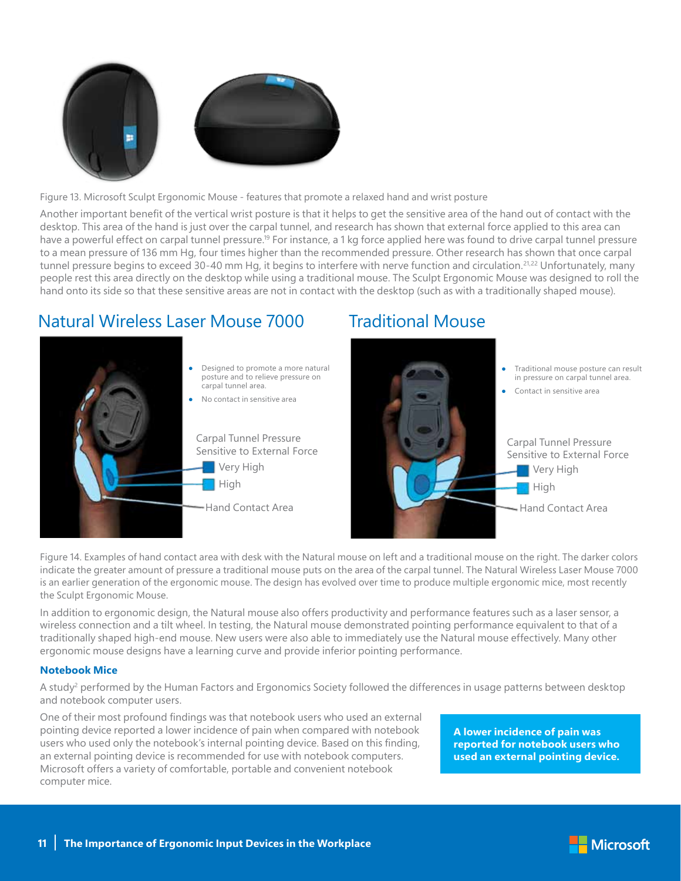Figure 13. Microsoft Sculpt Ergonomic Mouse - features that promote a relaxed hand and wrist posture

Another important benefit of the vertical wrist posture is that it helps to get the sensitive area of the hand out of contact with the desktop. This area of the hand is just over the carpal tunnel, and research has shown that external force applied to this area can have a powerful effect on carpal tunnel pressure.[19] For instance, a 1 kg force applied here was found to drive carpal tunnel pressure to a mean pressure of 136 mm Hg, four times higher than the recommended pressure. Other research has shown that once carpal tunnel pressure begins to exceed 30-40 mm Hg, it begins to interfere with nerve function and circulation.[21,22] Unfortunately, many people rest this area directly on the desktop while using a traditional mouse. The Sculpt Ergonomic Mouse was designed to roll the hand onto its side so that these sensitive areas are not in contact with the desktop (such as with a traditionally shaped mouse).

## Natural Wireless Laser Mouse 7000

- Designed to promote a more natural posture and to relieve pressure on carpal tunnel area.
- No contact in sensitive area

Carpal Tunnel Pressure Sensitive to External Force

- Very High
- High

Hand Contact Area

## Traditional Mouse

- Traditional mouse posture can result in pressure on carpal tunnel area.
- Contact in sensitive area

Carpal Tunnel Pressure Sensitive to External Force

- Very High
- High

Hand Contact Area

Figure 14. Examples of hand contact area with desk with the Natural mouse on left and a traditional mouse on the right. The darker colors indicate the greater amount of pressure a traditional mouse puts on the area of the carpal tunnel. The Natural Wireless Laser Mouse 7000 is an earlier generation of the ergonomic mouse. The design has evolved over time to produce multiple ergonomic mice, most recently the Sculpt Ergonomic Mouse.

In addition to ergonomic design, the Natural mouse also offers productivity and performance features such as a laser sensor, a wireless connection and a tilt wheel. In testing, the Natural mouse demonstrated pointing performance equivalent to that of a traditionally shaped high-end mouse. New users were also able to immediately use the Natural mouse effectively. Many other ergonomic mouse designs have a learning curve and provide inferior pointing performance.

### Notebook Mice

A study[2] performed by the Human Factors and Ergonomics Society followed the differences in usage patterns between desktop and notebook computer users.

One of their most profound findings was that notebook users who used an external pointing device reported a lower incidence of pain when compared with notebook users who used only the notebook's internal pointing device. Based on this finding, an external pointing device is recommended for use with notebook computers. Microsoft offers a variety of comfortable, portable and convenient notebook computer mice.

**A lower incidence of pain was reported for notebook users who used an external pointing device.**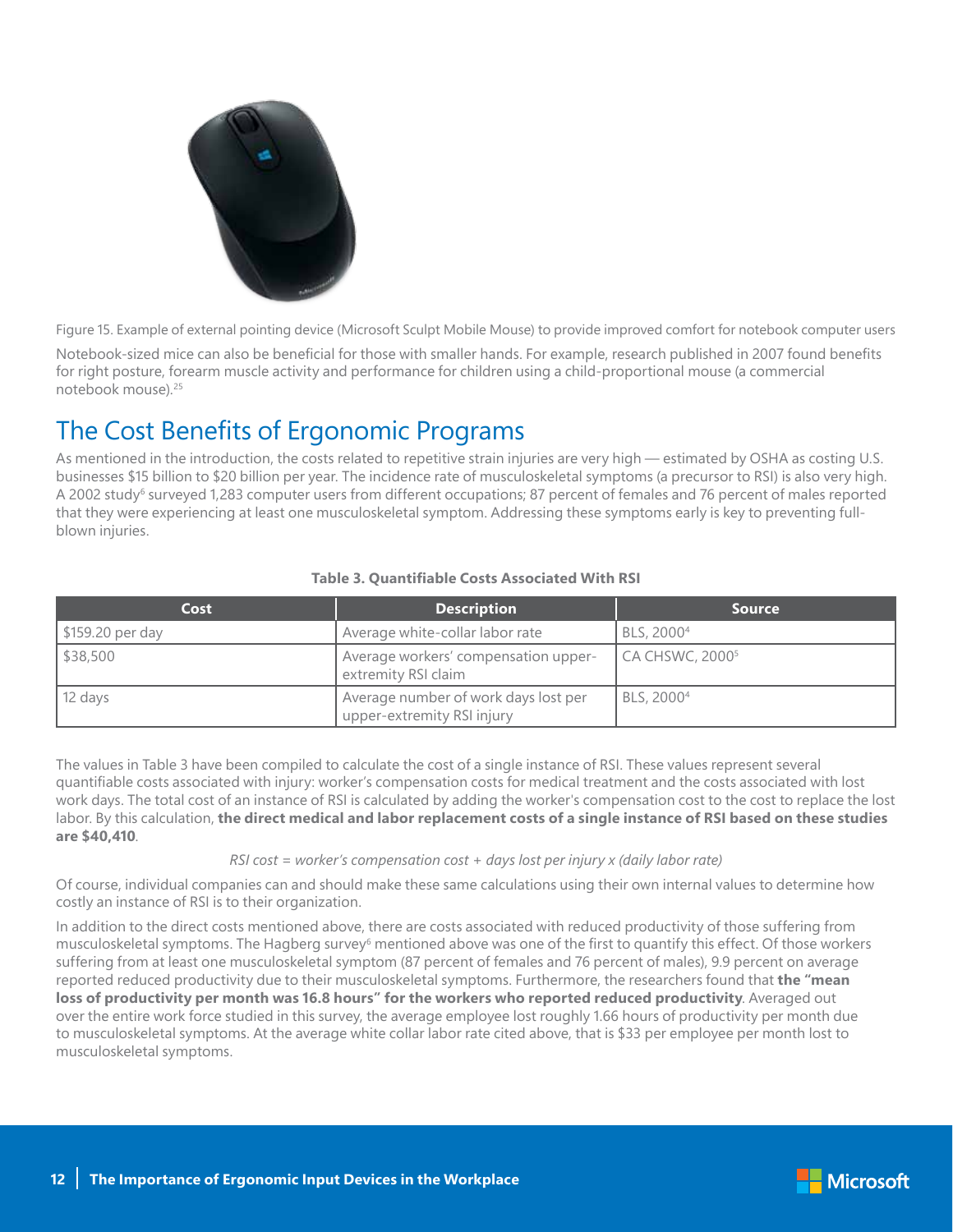Figure 15. Example of external pointing device (Microsoft Sculpt Mobile Mouse) to provide improved comfort for notebook computer users

Notebook-sized mice can also be beneficial for those with smaller hands. For example, research published in 2007 found benefits for right posture, forearm muscle activity and performance for children using a child-proportional mouse (a commercial notebook mouse).[25]

## The Cost Benefits of Ergonomic Programs

As mentioned in the introduction, the costs related to repetitive strain injuries are very high — estimated by OSHA as costing U.S. businesses $15 billion to $20 billion per year. The incidence rate of musculoskeletal symptoms (a precursor to RSI) is also very high. A 2002 study[6] surveyed 1,283 computer users from different occupations; 87 percent of females and 76 percent of males reported that they were experiencing at least one musculoskeletal symptom. Addressing these symptoms early is key to preventing full-blown injuries.

**Table 3. Quantifiable Costs Associated With RSI**

| Cost | Description | Source |
|---|---|---|
| $159.20 per day | Average white-collar labor rate | BLS, 2000[4] |
| $38,500 | Average workers' compensation upper-extremity RSI claim | CA CHSWC, 2000[5] |
| 12 days | Average number of work days lost per upper-extremity RSI injury | BLS, 2000[4] |

The values in Table 3 have been compiled to calculate the cost of a single instance of RSI. These values represent several quantifiable costs associated with injury: worker's compensation costs for medical treatment and the costs associated with lost work days. The total cost of an instance of RSI is calculated by adding the worker's compensation cost to the cost to replace the lost labor. By this calculation, **the direct medical and labor replacement costs of a single instance of RSI based on these studies are $40,410**.

*RSI cost = worker's compensation cost + days lost per injury x (daily labor rate)*

Of course, individual companies can and should make these same calculations using their own internal values to determine how costly an instance of RSI is to their organization.

In addition to the direct costs mentioned above, there are costs associated with reduced productivity of those suffering from musculoskeletal symptoms. The Hagberg survey[6] mentioned above was one of the first to quantify this effect. Of those workers suffering from at least one musculoskeletal symptom (87 percent of females and 76 percent of males), 9.9 percent on average reported reduced productivity due to their musculoskeletal symptoms. Furthermore, the researchers found that **the "mean loss of productivity per month was 16.8 hours" for the workers who reported reduced productivity**. Averaged out over the entire work force studied in this survey, the average employee lost roughly 1.66 hours of productivity per month due to musculoskeletal symptoms. At the average white collar labor rate cited above, that is $33 per employee per month lost to musculoskeletal symptoms.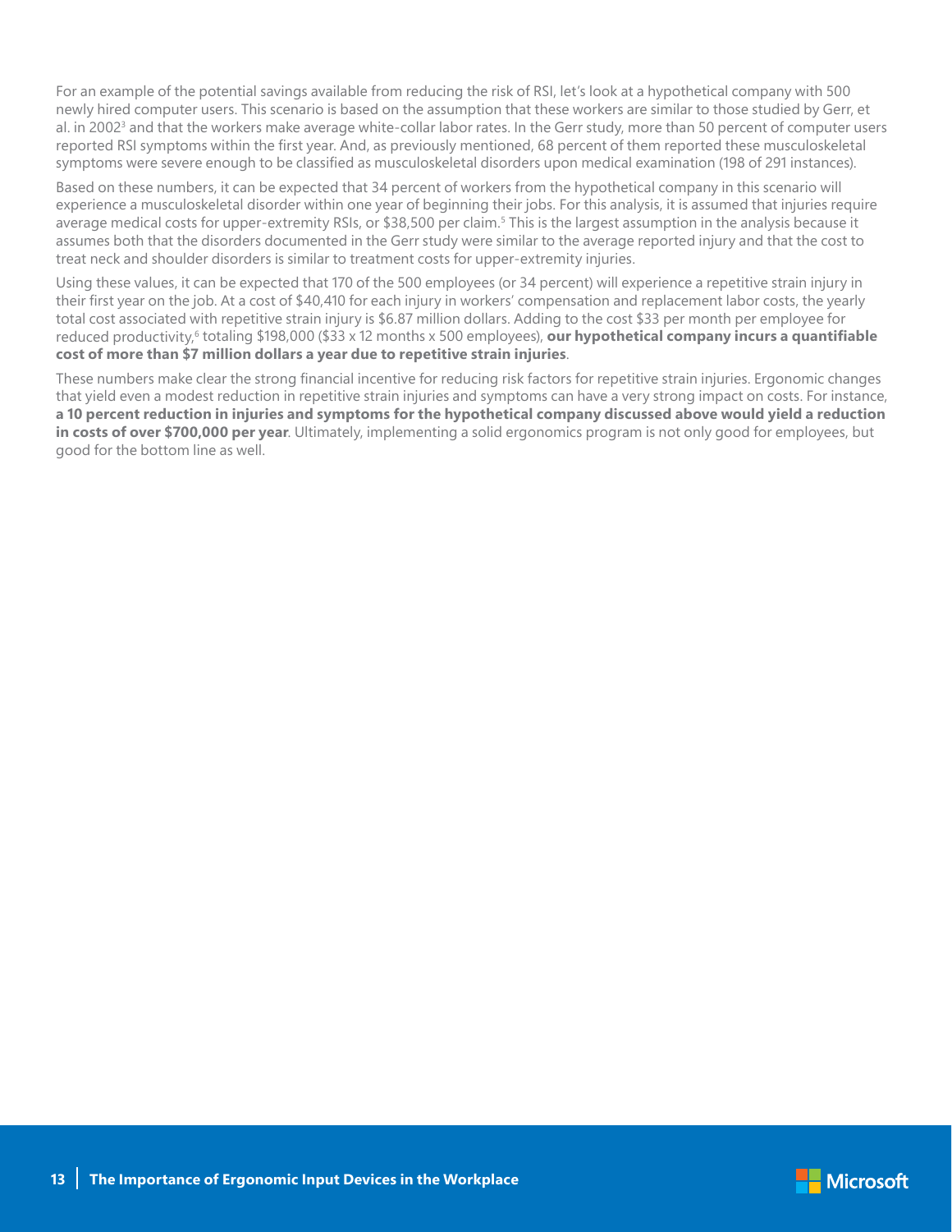For an example of the potential savings available from reducing the risk of RSI, let's look at a hypothetical company with 500 newly hired computer users. This scenario is based on the assumption that these workers are similar to those studied by Gerr, et al. in 2002[3] and that the workers make average white-collar labor rates. In the Gerr study, more than 50 percent of computer users reported RSI symptoms within the first year. And, as previously mentioned, 68 percent of them reported these musculoskeletal symptoms were severe enough to be classified as musculoskeletal disorders upon medical examination (198 of 291 instances).

Based on these numbers, it can be expected that 34 percent of workers from the hypothetical company in this scenario will experience a musculoskeletal disorder within one year of beginning their jobs. For this analysis, it is assumed that injuries require average medical costs for upper-extremity RSIs, or $38,500 per claim.[5] This is the largest assumption in the analysis because it assumes both that the disorders documented in the Gerr study were similar to the average reported injury and that the cost to treat neck and shoulder disorders is similar to treatment costs for upper-extremity injuries.

Using these values, it can be expected that 170 of the 500 employees (or 34 percent) will experience a repetitive strain injury in their first year on the job. At a cost of $40,410 for each injury in workers' compensation and replacement labor costs, the yearly total cost associated with repetitive strain injury is $6.87 million dollars. Adding to the cost $33 per month per employee for reduced productivity,[6] totaling $198,000 ($33 x 12 months x 500 employees), **our hypothetical company incurs a quantifiable cost of more than $7 million dollars a year due to repetitive strain injuries**.

These numbers make clear the strong financial incentive for reducing risk factors for repetitive strain injuries. Ergonomic changes that yield even a modest reduction in repetitive strain injuries and symptoms can have a very strong impact on costs. For instance, **a 10 percent reduction in injuries and symptoms for the hypothetical company discussed above would yield a reduction in costs of over $700,000 per year**. Ultimately, implementing a solid ergonomics program is not only good for employees, but good for the bottom line as well.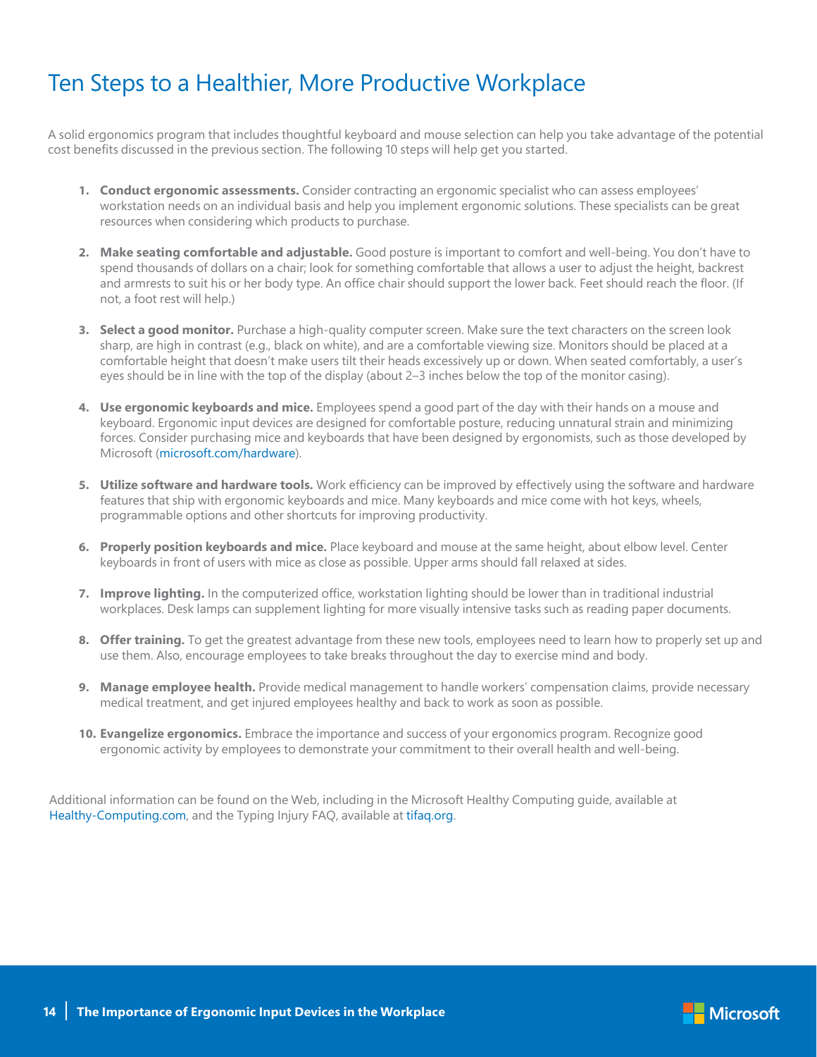# Ten Steps to a Healthier, More Productive Workplace

A solid ergonomics program that includes thoughtful keyboard and mouse selection can help you take advantage of the potential cost benefits discussed in the previous section. The following 10 steps will help get you started.

1. **Conduct ergonomic assessments.** Consider contracting an ergonomic specialist who can assess employees' workstation needs on an individual basis and help you implement ergonomic solutions. These specialists can be great resources when considering which products to purchase.

2. **Make seating comfortable and adjustable.** Good posture is important to comfort and well-being. You don't have to spend thousands of dollars on a chair; look for something comfortable that allows a user to adjust the height, backrest and armrests to suit his or her body type. An office chair should support the lower back. Feet should reach the floor. (If not, a foot rest will help.)

3. **Select a good monitor.** Purchase a high-quality computer screen. Make sure the text characters on the screen look sharp, are high in contrast (e.g., black on white), and are a comfortable viewing size. Monitors should be placed at a comfortable height that doesn't make users tilt their heads excessively up or down. When seated comfortably, a user's eyes should be in line with the top of the display (about 2–3 inches below the top of the monitor casing).

4. **Use ergonomic keyboards and mice.** Employees spend a good part of the day with their hands on a mouse and keyboard. Ergonomic input devices are designed for comfortable posture, reducing unnatural strain and minimizing forces. Consider purchasing mice and keyboards that have been designed by ergonomists, such as those developed by Microsoft (microsoft.com/hardware).

5. **Utilize software and hardware tools.** Work efficiency can be improved by effectively using the software and hardware features that ship with ergonomic keyboards and mice. Many keyboards and mice come with hot keys, wheels, programmable options and other shortcuts for improving productivity.

6. **Properly position keyboards and mice.** Place keyboard and mouse at the same height, about elbow level. Center keyboards in front of users with mice as close as possible. Upper arms should fall relaxed at sides.

7. **Improve lighting.** In the computerized office, workstation lighting should be lower than in traditional industrial workplaces. Desk lamps can supplement lighting for more visually intensive tasks such as reading paper documents.

8. **Offer training.** To get the greatest advantage from these new tools, employees need to learn how to properly set up and use them. Also, encourage employees to take breaks throughout the day to exercise mind and body.

9. **Manage employee health.** Provide medical management to handle workers' compensation claims, provide necessary medical treatment, and get injured employees healthy and back to work as soon as possible.

10. **Evangelize ergonomics.** Embrace the importance and success of your ergonomics program. Recognize good ergonomic activity by employees to demonstrate your commitment to their overall health and well-being.

Additional information can be found on the Web, including in the Microsoft Healthy Computing guide, available at Healthy-Computing.com, and the Typing Injury FAQ, available at tifaq.org.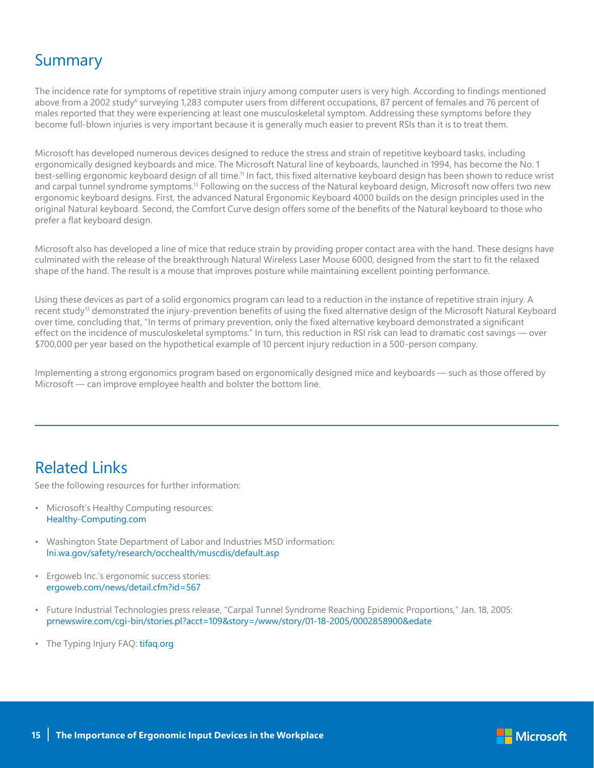## Summary

The incidence rate for symptoms of repetitive strain injury among computer users is very high. According to findings mentioned above from a 2002 study[6] surveying 1,283 computer users from different occupations, 87 percent of females and 76 percent of males reported that they were experiencing at least one musculoskeletal symptom. Addressing these symptoms before they become full-blown injuries is very important because it is generally much easier to prevent RSIs than it is to treat them.

Microsoft has developed numerous devices designed to reduce the stress and strain of repetitive keyboard tasks, including ergonomically designed keyboards and mice. The Microsoft Natural line of keyboards, launched in 1994, has become the No. 1 best-selling ergonomic keyboard design of all time.[11] In fact, this fixed alternative keyboard design has been shown to reduce wrist and carpal tunnel syndrome symptoms.[13] Following on the success of the Natural keyboard design, Microsoft now offers two new ergonomic keyboard designs. First, the advanced Natural Ergonomic Keyboard 4000 builds on the design principles used in the original Natural keyboard. Second, the Comfort Curve design offers some of the benefits of the Natural keyboard to those who prefer a flat keyboard design.

Microsoft also has developed a line of mice that reduce strain by providing proper contact area with the hand. These designs have culminated with the release of the breakthrough Natural Wireless Laser Mouse 6000, designed from the start to fit the relaxed shape of the hand. The result is a mouse that improves posture while maintaining excellent pointing performance.

Using these devices as part of a solid ergonomics program can lead to a reduction in the instance of repetitive strain injury. A recent study[13] demonstrated the injury-prevention benefits of using the fixed alternative design of the Microsoft Natural Keyboard over time, concluding that, "In terms of primary prevention, only the fixed alternative keyboard demonstrated a significant effect on the incidence of musculoskeletal symptoms." In turn, this reduction in RSI risk can lead to dramatic cost savings — over $700,000 per year based on the hypothetical example of 10 percent injury reduction in a 500-person company.

Implementing a strong ergonomics program based on ergonomically designed mice and keyboards — such as those offered by Microsoft — can improve employee health and bolster the bottom line.

## Related Links

See the following resources for further information:

- Microsoft's Healthy Computing resources:
  Healthy-Computing.com
- Washington State Department of Labor and Industries MSD information:
  lni.wa.gov/safety/research/occhealth/muscdis/default.asp
- Ergoweb Inc.'s ergonomic success stories:
  ergoweb.com/news/detail.cfm?id=567
- Future Industrial Technologies press release, "Carpal Tunnel Syndrome Reaching Epidemic Proportions," Jan. 18, 2005:
  prnewswire.com/cgi-bin/stories.pl?acct=109&story=/www/story/01-18-2005/0002858900&edate
- The Typing Injury FAQ: tifaq.org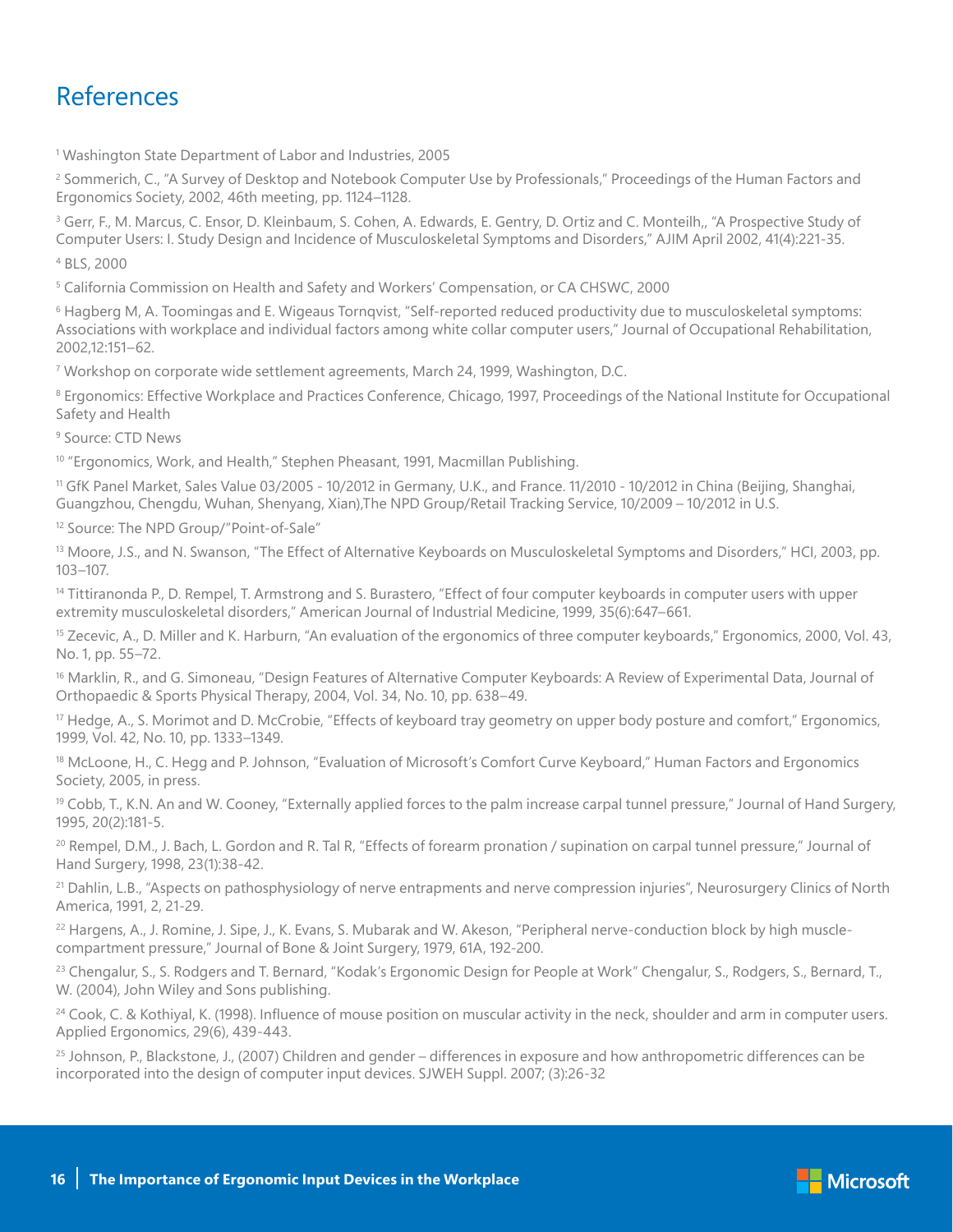# References

[1] Washington State Department of Labor and Industries, 2005

[2] Sommerich, C., "A Survey of Desktop and Notebook Computer Use by Professionals," Proceedings of the Human Factors and Ergonomics Society, 2002, 46th meeting, pp. 1124–1128.

[3] Gerr, F., M. Marcus, C. Ensor, D. Kleinbaum, S. Cohen, A. Edwards, E. Gentry, D. Ortiz and C. Monteilh,, "A Prospective Study of Computer Users: I. Study Design and Incidence of Musculoskeletal Symptoms and Disorders," AJIM April 2002, 41(4):221-35.

[4] BLS, 2000

[5] California Commission on Health and Safety and Workers' Compensation, or CA CHSWC, 2000

[6] Hagberg M, A. Toomingas and E. Wigeaus Tornqvist, "Self-reported reduced productivity due to musculoskeletal symptoms: Associations with workplace and individual factors among white collar computer users," Journal of Occupational Rehabilitation, 2002,12:151–62.

[7] Workshop on corporate wide settlement agreements, March 24, 1999, Washington, D.C.

[8] Ergonomics: Effective Workplace and Practices Conference, Chicago, 1997, Proceedings of the National Institute for Occupational Safety and Health

[9] Source: CTD News

[10] "Ergonomics, Work, and Health," Stephen Pheasant, 1991, Macmillan Publishing.

[11] GfK Panel Market, Sales Value 03/2005 - 10/2012 in Germany, U.K., and France. 11/2010 - 10/2012 in China (Beijing, Shanghai, Guangzhou, Chengdu, Wuhan, Shenyang, Xian),The NPD Group/Retail Tracking Service, 10/2009 – 10/2012 in U.S.

[12] Source: The NPD Group/"Point-of-Sale"

[13] Moore, J.S., and N. Swanson, "The Effect of Alternative Keyboards on Musculoskeletal Symptoms and Disorders," HCI, 2003, pp. 103–107.

[14] Tittiranonda P., D. Rempel, T. Armstrong and S. Burastero, "Effect of four computer keyboards in computer users with upper extremity musculoskeletal disorders," American Journal of Industrial Medicine, 1999, 35(6):647–661.

[15] Zecevic, A., D. Miller and K. Harburn, "An evaluation of the ergonomics of three computer keyboards," Ergonomics, 2000, Vol. 43, No. 1, pp. 55–72.

[16] Marklin, R., and G. Simoneau, "Design Features of Alternative Computer Keyboards: A Review of Experimental Data, Journal of Orthopaedic & Sports Physical Therapy, 2004, Vol. 34, No. 10, pp. 638–49.

[17] Hedge, A., S. Morimot and D. McCrobie, "Effects of keyboard tray geometry on upper body posture and comfort," Ergonomics, 1999, Vol. 42, No. 10, pp. 1333–1349.

[18] McLoone, H., C. Hegg and P. Johnson, "Evaluation of Microsoft's Comfort Curve Keyboard," Human Factors and Ergonomics Society, 2005, in press.

[19] Cobb, T., K.N. An and W. Cooney, "Externally applied forces to the palm increase carpal tunnel pressure," Journal of Hand Surgery, 1995, 20(2):181-5.

[20] Rempel, D.M., J. Bach, L. Gordon and R. Tal R, "Effects of forearm pronation / supination on carpal tunnel pressure," Journal of Hand Surgery, 1998, 23(1):38-42.

[21] Dahlin, L.B., "Aspects on pathosphysiology of nerve entrapments and nerve compression injuries", Neurosurgery Clinics of North America, 1991, 2, 21-29.

[22] Hargens, A., J. Romine, J. Sipe, J., K. Evans, S. Mubarak and W. Akeson, "Peripheral nerve-conduction block by high muscle-compartment pressure," Journal of Bone & Joint Surgery, 1979, 61A, 192-200.

[23] Chengalur, S., S. Rodgers and T. Bernard, "Kodak's Ergonomic Design for People at Work" Chengalur, S., Rodgers, S., Bernard, T., W. (2004), John Wiley and Sons publishing.

[24] Cook, C. & Kothiyal, K. (1998). Influence of mouse position on muscular activity in the neck, shoulder and arm in computer users. Applied Ergonomics, 29(6), 439-443.

[25] Johnson, P., Blackstone, J., (2007) Children and gender – differences in exposure and how anthropometric differences can be incorporated into the design of computer input devices. SJWEH Suppl. 2007; (3):26-32